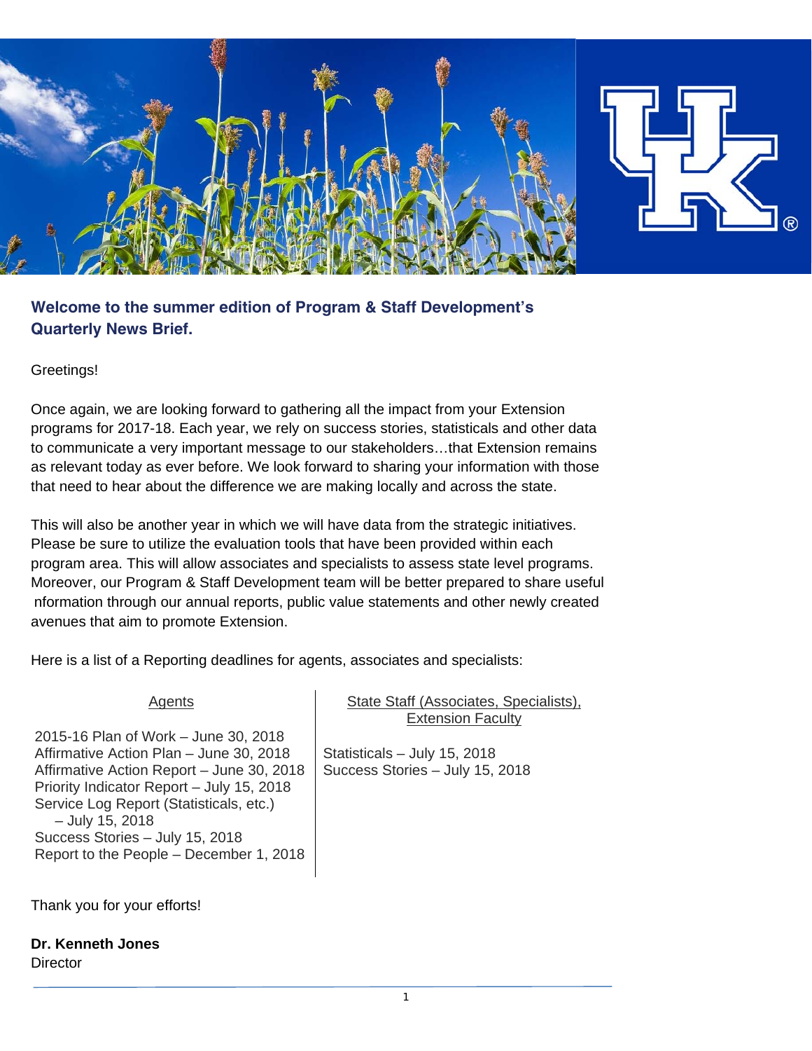**Welcome to the summer edition of Program & Staff Development's Quarterly News Brief.**

Greetings!

Once again, we are looking forward to gathering all the impact from your Extension programs for 2017-18. Each year, we rely on success stories, statisticals and other data to communicate a very important message to our stakeholders…that Extension remains as relevant today as ever before. We look forward to sharing your information with those that need to hear about the difference we are making locally and across the state.

This will also be another year in which we will have data from the strategic initiatives. Please be sure to utilize the evaluation tools that have been provided within each program area. This will allow associates and specialists to assess state level programs. Moreover, our Program & Staff Development team will be better prepared to share useful nformation through our annual reports, public value statements and other newly created avenues that aim to promote Extension.

Here is a list of a Reporting deadlines for agents, associates and specialists:

| Agents | State Staff (Associates, Specialists), Extension Faculty |
|---|---|
| 2015-16 Plan of Work – June 30, 2018<br>Affirmative Action Plan – June 30, 2018<br>Affirmative Action Report – June 30, 2018<br>Priority Indicator Report – July 15, 2018<br>Service Log Report (Statisticals, etc.) – July 15, 2018<br>Success Stories – July 15, 2018<br>Report to the People – December 1, 2018 | Statisticals – July 15, 2018<br>Success Stories – July 15, 2018 |

Thank you for your efforts!

**Dr. Kenneth Jones**
Director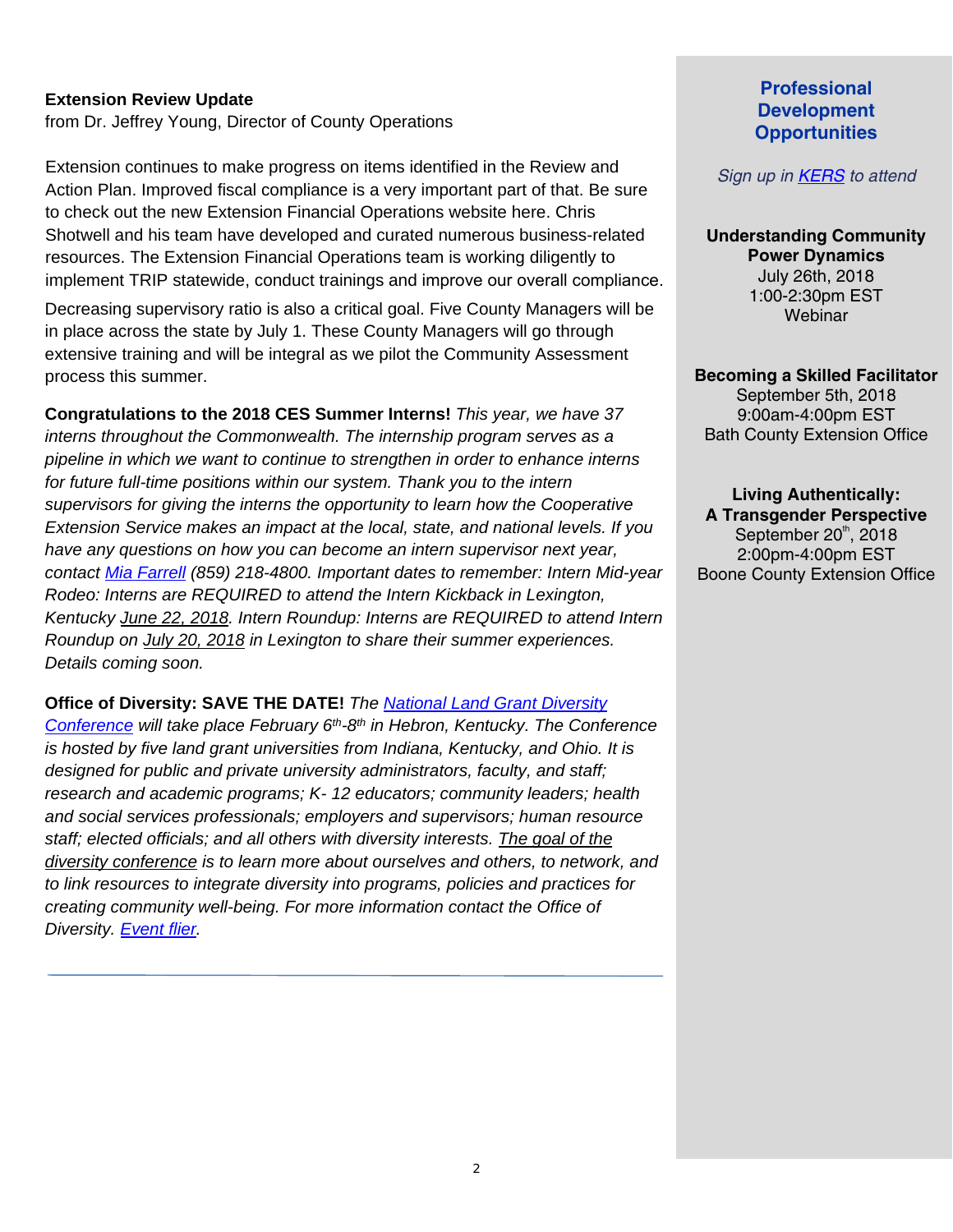**Extension Review Update**
from Dr. Jeffrey Young, Director of County Operations

Extension continues to make progress on items identified in the Review and Action Plan. Improved fiscal compliance is a very important part of that. Be sure to check out the new Extension Financial Operations website here. Chris Shotwell and his team have developed and curated numerous business-related resources. The Extension Financial Operations team is working diligently to implement TRIP statewide, conduct trainings and improve our overall compliance.

Decreasing supervisory ratio is also a critical goal. Five County Managers will be in place across the state by July 1. These County Managers will go through extensive training and will be integral as we pilot the Community Assessment process this summer.

**Congratulations to the 2018 CES Summer Interns!** *This year, we have 37 interns throughout the Commonwealth. The internship program serves as a pipeline in which we want to continue to strengthen in order to enhance interns for future full-time positions within our system. Thank you to the intern supervisors for giving the interns the opportunity to learn how the Cooperative Extension Service makes an impact at the local, state, and national levels. If you have any questions on how you can become an intern supervisor next year, contact Mia Farrell (859) 218-4800. Important dates to remember: Intern Mid-year Rodeo: Interns are REQUIRED to attend the Intern Kickback in Lexington, Kentucky June 22, 2018. Intern Roundup: Interns are REQUIRED to attend Intern Roundup on July 20, 2018 in Lexington to share their summer experiences. Details coming soon.*

**Office of Diversity: SAVE THE DATE!** *The National Land Grant Diversity Conference will take place February 6th-8th in Hebron, Kentucky. The Conference is hosted by five land grant universities from Indiana, Kentucky, and Ohio. It is designed for public and private university administrators, faculty, and staff; research and academic programs; K- 12 educators; community leaders; health and social services professionals; employers and supervisors; human resource staff; elected officials; and all others with diversity interests. The goal of the diversity conference is to learn more about ourselves and others, to network, and to link resources to integrate diversity into programs, policies and practices for creating community well-being. For more information contact the Office of Diversity. Event flier.*

## Professional Development Opportunities

*Sign up in KERS to attend*

**Understanding Community Power Dynamics**
July 26th, 2018
1:00-2:30pm EST
Webinar

**Becoming a Skilled Facilitator**
September 5th, 2018
9:00am-4:00pm EST
Bath County Extension Office

**Living Authentically: A Transgender Perspective**
September 20th, 2018
2:00pm-4:00pm EST
Boone County Extension Office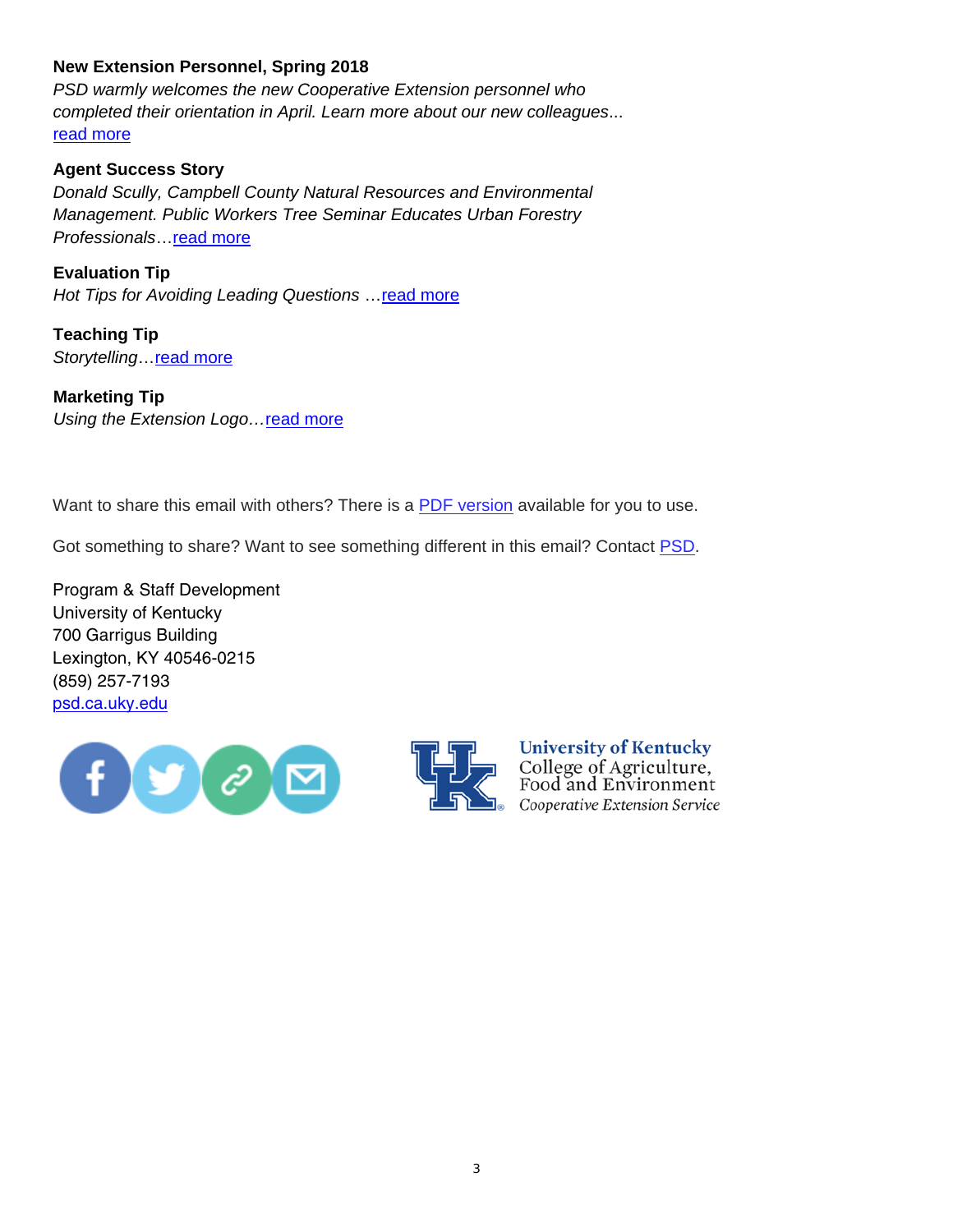**New Extension Personnel, Spring 2018**

*PSD warmly welcomes the new Cooperative Extension personnel who completed their orientation in April. Learn more about our new colleagues*... read more

**Agent Success Story**

*Donald Scully, Campbell County Natural Resources and Environmental Management. Public Workers Tree Seminar Educates Urban Forestry Professionals*…read more

**Evaluation Tip**

*Hot Tips for Avoiding Leading Questions* …read more

**Teaching Tip**

*Storytelling*…read more

**Marketing Tip**

*Using the Extension Logo*…read more

Want to share this email with others? There is a PDF version available for you to use.

Got something to share? Want to see something different in this email? Contact PSD.

Program & Staff Development
University of Kentucky
700 Garrigus Building
Lexington, KY 40546-0215
(859) 257-7193
psd.ca.uky.edu

University of Kentucky
College of Agriculture, Food and Environment
Cooperative Extension Service